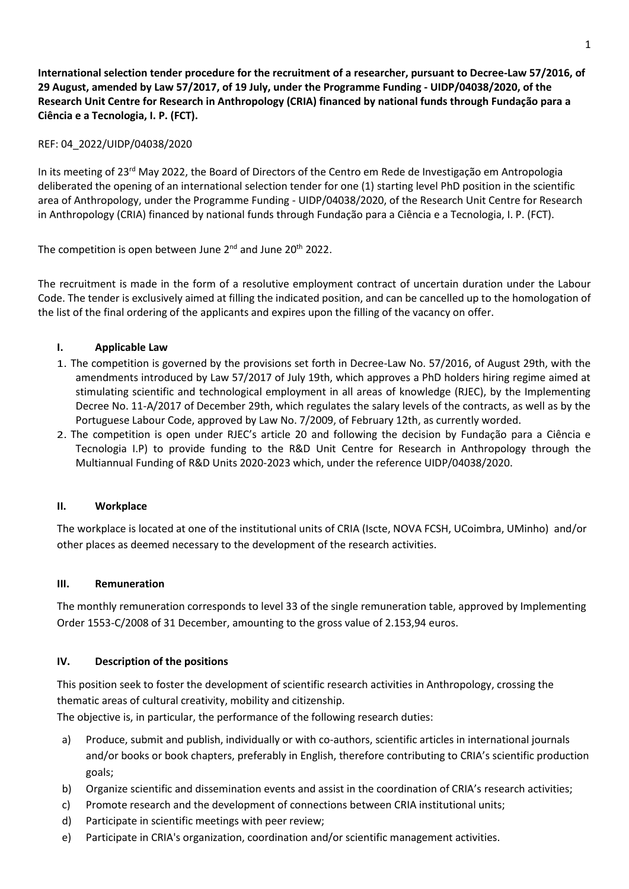**International selection tender procedure for the recruitment of a researcher, pursuant to Decree-Law 57/2016, of 29 August, amended by Law 57/2017, of 19 July, under the Programme Funding - UIDP/04038/2020, of the Research Unit Centre for Research in Anthropology (CRIA) financed by national funds through Fundação para a Ciência e a Tecnologia, I. P. (FCT).**

REF: 04_2022/UIDP/04038/2020

In its meeting of 23rd May 2022, the Board of Directors of the Centro em Rede de Investigação em Antropologia deliberated the opening of an international selection tender for one (1) starting level PhD position in the scientific area of Anthropology, under the Programme Funding - UIDP/04038/2020, of the Research Unit Centre for Research in Anthropology (CRIA) financed by national funds through Fundação para a Ciência e a Tecnologia, I. P. (FCT).

The competition is open between June 2nd and June 20th 2022.

The recruitment is made in the form of a resolutive employment contract of uncertain duration under the Labour Code. The tender is exclusively aimed at filling the indicated position, and can be cancelled up to the homologation of the list of the final ordering of the applicants and expires upon the filling of the vacancy on offer.

## I. Applicable Law

1. The competition is governed by the provisions set forth in Decree-Law No. 57/2016, of August 29th, with the amendments introduced by Law 57/2017 of July 19th, which approves a PhD holders hiring regime aimed at stimulating scientific and technological employment in all areas of knowledge (RJEC), by the Implementing Decree No. 11-A/2017 of December 29th, which regulates the salary levels of the contracts, as well as by the Portuguese Labour Code, approved by Law No. 7/2009, of February 12th, as currently worded.
2. The competition is open under RJEC's article 20 and following the decision by Fundação para a Ciência e Tecnologia I.P) to provide funding to the R&D Unit Centre for Research in Anthropology through the Multiannual Funding of R&D Units 2020-2023 which, under the reference UIDP/04038/2020.

## II. Workplace

The workplace is located at one of the institutional units of CRIA (Iscte, NOVA FCSH, UCoimbra, UMinho) and/or other places as deemed necessary to the development of the research activities.

## III. Remuneration

The monthly remuneration corresponds to level 33 of the single remuneration table, approved by Implementing Order 1553-C/2008 of 31 December, amounting to the gross value of 2.153,94 euros.

## IV. Description of the positions

This position seek to foster the development of scientific research activities in Anthropology, crossing the thematic areas of cultural creativity, mobility and citizenship.

The objective is, in particular, the performance of the following research duties:

a) Produce, submit and publish, individually or with co-authors, scientific articles in international journals and/or books or book chapters, preferably in English, therefore contributing to CRIA's scientific production goals;
b) Organize scientific and dissemination events and assist in the coordination of CRIA's research activities;
c) Promote research and the development of connections between CRIA institutional units;
d) Participate in scientific meetings with peer review;
e) Participate in CRIA's organization, coordination and/or scientific management activities.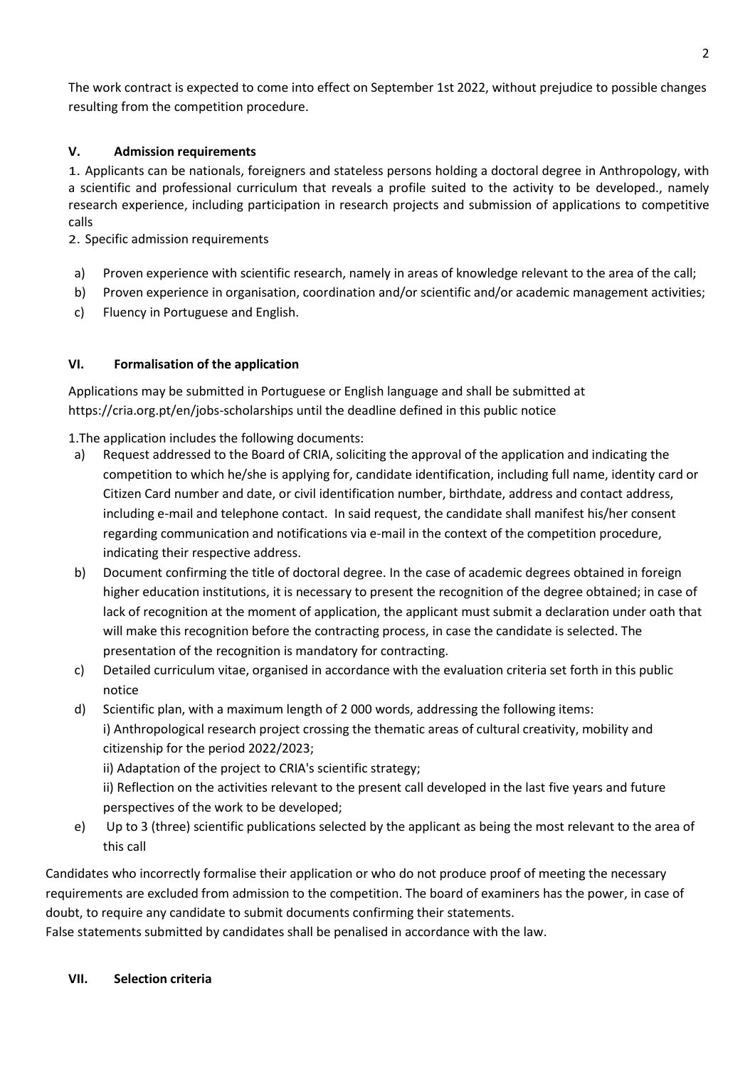The work contract is expected to come into effect on September 1st 2022, without prejudice to possible changes resulting from the competition procedure.

## V. Admission requirements

1. Applicants can be nationals, foreigners and stateless persons holding a doctoral degree in Anthropology, with a scientific and professional curriculum that reveals a profile suited to the activity to be developed., namely research experience, including participation in research projects and submission of applications to competitive calls

2. Specific admission requirements

a) Proven experience with scientific research, namely in areas of knowledge relevant to the area of the call;

b) Proven experience in organisation, coordination and/or scientific and/or academic management activities;

c) Fluency in Portuguese and English.

## VI. Formalisation of the application

Applications may be submitted in Portuguese or English language and shall be submitted at https://cria.org.pt/en/jobs-scholarships until the deadline defined in this public notice

1.The application includes the following documents:

a) Request addressed to the Board of CRIA, soliciting the approval of the application and indicating the competition to which he/she is applying for, candidate identification, including full name, identity card or Citizen Card number and date, or civil identification number, birthdate, address and contact address, including e-mail and telephone contact. In said request, the candidate shall manifest his/her consent regarding communication and notifications via e-mail in the context of the competition procedure, indicating their respective address.

b) Document confirming the title of doctoral degree. In the case of academic degrees obtained in foreign higher education institutions, it is necessary to present the recognition of the degree obtained; in case of lack of recognition at the moment of application, the applicant must submit a declaration under oath that will make this recognition before the contracting process, in case the candidate is selected. The presentation of the recognition is mandatory for contracting.

c) Detailed curriculum vitae, organised in accordance with the evaluation criteria set forth in this public notice

d) Scientific plan, with a maximum length of 2 000 words, addressing the following items:
i) Anthropological research project crossing the thematic areas of cultural creativity, mobility and citizenship for the period 2022/2023;
ii) Adaptation of the project to CRIA's scientific strategy;
ii) Reflection on the activities relevant to the present call developed in the last five years and future perspectives of the work to be developed;

e) Up to 3 (three) scientific publications selected by the applicant as being the most relevant to the area of this call

Candidates who incorrectly formalise their application or who do not produce proof of meeting the necessary requirements are excluded from admission to the competition. The board of examiners has the power, in case of doubt, to require any candidate to submit documents confirming their statements.
False statements submitted by candidates shall be penalised in accordance with the law.

## VII. Selection criteria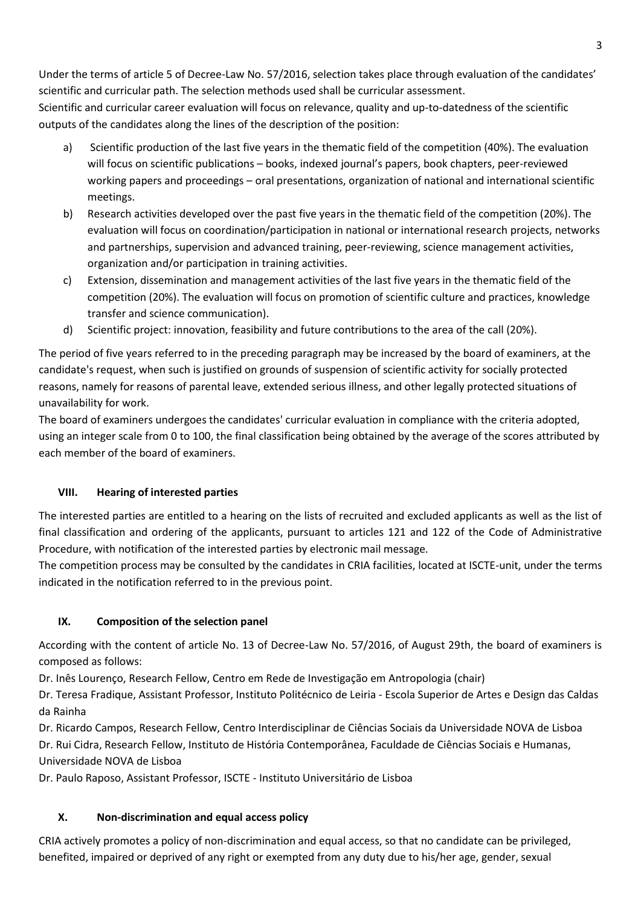Under the terms of article 5 of Decree-Law No. 57/2016, selection takes place through evaluation of the candidates' scientific and curricular path. The selection methods used shall be curricular assessment.
Scientific and curricular career evaluation will focus on relevance, quality and up-to-datedness of the scientific outputs of the candidates along the lines of the description of the position:

a) Scientific production of the last five years in the thematic field of the competition (40%). The evaluation will focus on scientific publications – books, indexed journal's papers, book chapters, peer-reviewed working papers and proceedings – oral presentations, organization of national and international scientific meetings.
b) Research activities developed over the past five years in the thematic field of the competition (20%). The evaluation will focus on coordination/participation in national or international research projects, networks and partnerships, supervision and advanced training, peer-reviewing, science management activities, organization and/or participation in training activities.
c) Extension, dissemination and management activities of the last five years in the thematic field of the competition (20%). The evaluation will focus on promotion of scientific culture and practices, knowledge transfer and science communication).
d) Scientific project: innovation, feasibility and future contributions to the area of the call (20%).

The period of five years referred to in the preceding paragraph may be increased by the board of examiners, at the candidate's request, when such is justified on grounds of suspension of scientific activity for socially protected reasons, namely for reasons of parental leave, extended serious illness, and other legally protected situations of unavailability for work.
The board of examiners undergoes the candidates' curricular evaluation in compliance with the criteria adopted, using an integer scale from 0 to 100, the final classification being obtained by the average of the scores attributed by each member of the board of examiners.

## VIII. Hearing of interested parties

The interested parties are entitled to a hearing on the lists of recruited and excluded applicants as well as the list of final classification and ordering of the applicants, pursuant to articles 121 and 122 of the Code of Administrative Procedure, with notification of the interested parties by electronic mail message.
The competition process may be consulted by the candidates in CRIA facilities, located at ISCTE-unit, under the terms indicated in the notification referred to in the previous point.

## IX. Composition of the selection panel

According with the content of article No. 13 of Decree-Law No. 57/2016, of August 29th, the board of examiners is composed as follows:

Dr. Inês Lourenço, Research Fellow, Centro em Rede de Investigação em Antropologia (chair)
Dr. Teresa Fradique, Assistant Professor, Instituto Politécnico de Leiria - Escola Superior de Artes e Design das Caldas da Rainha
Dr. Ricardo Campos, Research Fellow, Centro Interdisciplinar de Ciências Sociais da Universidade NOVA de Lisboa
Dr. Rui Cidra, Research Fellow, Instituto de História Contemporânea, Faculdade de Ciências Sociais e Humanas, Universidade NOVA de Lisboa
Dr. Paulo Raposo, Assistant Professor, ISCTE - Instituto Universitário de Lisboa

## X. Non-discrimination and equal access policy

CRIA actively promotes a policy of non-discrimination and equal access, so that no candidate can be privileged, benefited, impaired or deprived of any right or exempted from any duty due to his/her age, gender, sexual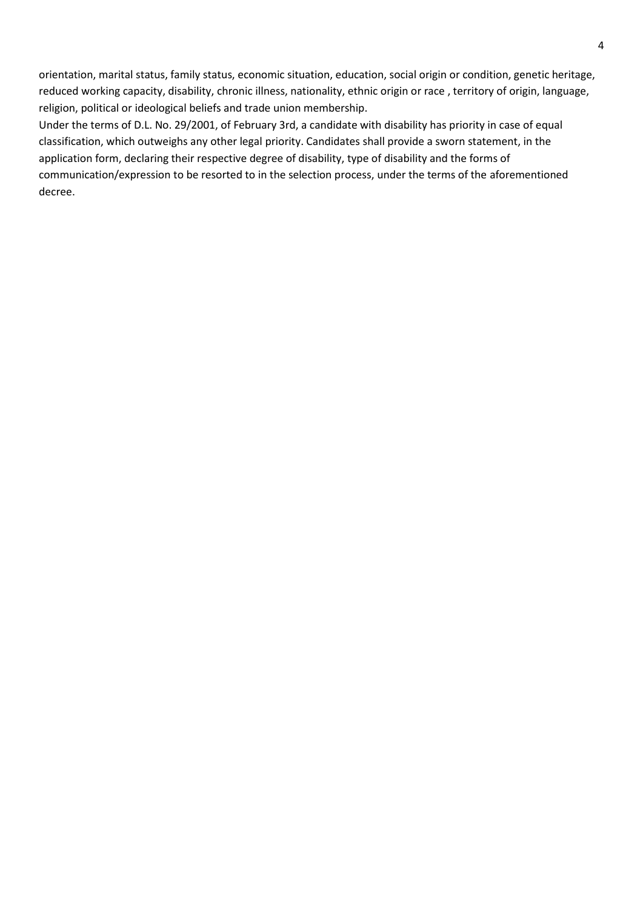orientation, marital status, family status, economic situation, education, social origin or condition, genetic heritage, reduced working capacity, disability, chronic illness, nationality, ethnic origin or race , territory of origin, language, religion, political or ideological beliefs and trade union membership.

Under the terms of D.L. No. 29/2001, of February 3rd, a candidate with disability has priority in case of equal classification, which outweighs any other legal priority. Candidates shall provide a sworn statement, in the application form, declaring their respective degree of disability, type of disability and the forms of communication/expression to be resorted to in the selection process, under the terms of the aforementioned decree.